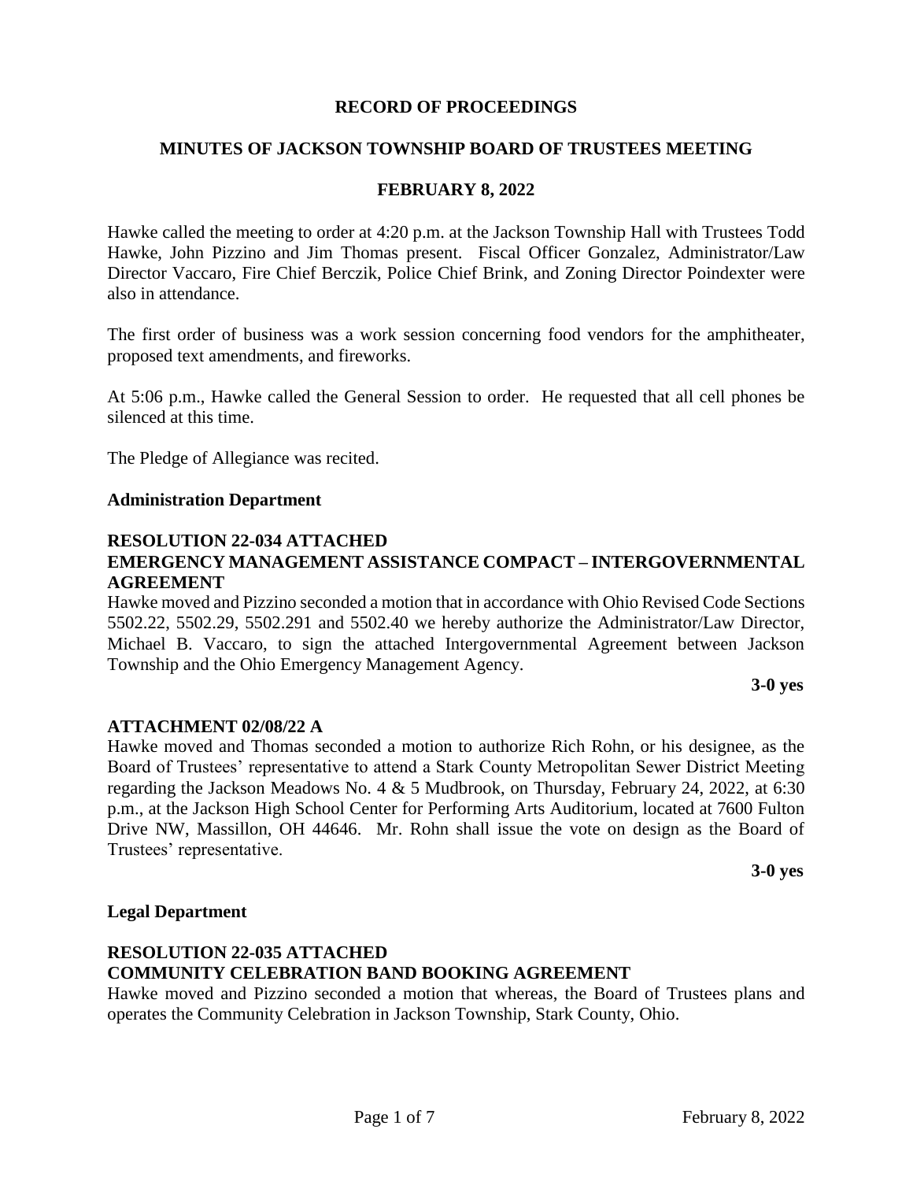**RECORD OF PROCEEDINGS**

**MINUTES OF JACKSON TOWNSHIP BOARD OF TRUSTEES MEETING**

**FEBRUARY 8, 2022**

Hawke called the meeting to order at 4:20 p.m. at the Jackson Township Hall with Trustees Todd Hawke, John Pizzino and Jim Thomas present. Fiscal Officer Gonzalez, Administrator/Law Director Vaccaro, Fire Chief Berczik, Police Chief Brink, and Zoning Director Poindexter were also in attendance.

The first order of business was a work session concerning food vendors for the amphitheater, proposed text amendments, and fireworks.

At 5:06 p.m., Hawke called the General Session to order. He requested that all cell phones be silenced at this time.

The Pledge of Allegiance was recited.

**Administration Department**

**RESOLUTION 22-034 ATTACHED**
**EMERGENCY MANAGEMENT ASSISTANCE COMPACT – INTERGOVERNMENTAL AGREEMENT**

Hawke moved and Pizzino seconded a motion that in accordance with Ohio Revised Code Sections 5502.22, 5502.29, 5502.291 and 5502.40 we hereby authorize the Administrator/Law Director, Michael B. Vaccaro, to sign the attached Intergovernmental Agreement between Jackson Township and the Ohio Emergency Management Agency.

**3-0 yes**

**ATTACHMENT 02/08/22 A**

Hawke moved and Thomas seconded a motion to authorize Rich Rohn, or his designee, as the Board of Trustees' representative to attend a Stark County Metropolitan Sewer District Meeting regarding the Jackson Meadows No. 4 & 5 Mudbrook, on Thursday, February 24, 2022, at 6:30 p.m., at the Jackson High School Center for Performing Arts Auditorium, located at 7600 Fulton Drive NW, Massillon, OH 44646. Mr. Rohn shall issue the vote on design as the Board of Trustees' representative.

**3-0 yes**

**Legal Department**

**RESOLUTION 22-035 ATTACHED**
**COMMUNITY CELEBRATION BAND BOOKING AGREEMENT**

Hawke moved and Pizzino seconded a motion that whereas, the Board of Trustees plans and operates the Community Celebration in Jackson Township, Stark County, Ohio.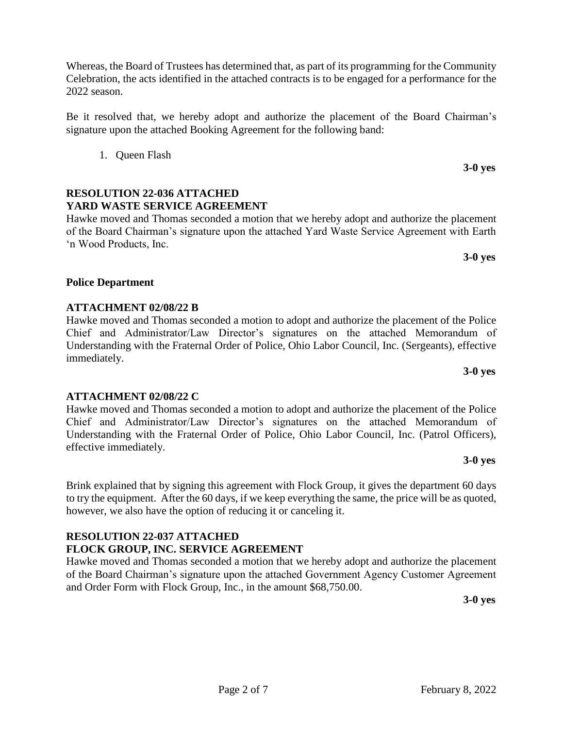Whereas, the Board of Trustees has determined that, as part of its programming for the Community Celebration, the acts identified in the attached contracts is to be engaged for a performance for the 2022 season.

Be it resolved that, we hereby adopt and authorize the placement of the Board Chairman's signature upon the attached Booking Agreement for the following band:

1. Queen Flash

**3-0 yes**

**RESOLUTION 22-036 ATTACHED**
**YARD WASTE SERVICE AGREEMENT**

Hawke moved and Thomas seconded a motion that we hereby adopt and authorize the placement of the Board Chairman's signature upon the attached Yard Waste Service Agreement with Earth 'n Wood Products, Inc.

**3-0 yes**

**Police Department**

**ATTACHMENT 02/08/22 B**

Hawke moved and Thomas seconded a motion to adopt and authorize the placement of the Police Chief and Administrator/Law Director's signatures on the attached Memorandum of Understanding with the Fraternal Order of Police, Ohio Labor Council, Inc. (Sergeants), effective immediately.

**3-0 yes**

**ATTACHMENT 02/08/22 C**

Hawke moved and Thomas seconded a motion to adopt and authorize the placement of the Police Chief and Administrator/Law Director's signatures on the attached Memorandum of Understanding with the Fraternal Order of Police, Ohio Labor Council, Inc. (Patrol Officers), effective immediately.

**3-0 yes**

Brink explained that by signing this agreement with Flock Group, it gives the department 60 days to try the equipment. After the 60 days, if we keep everything the same, the price will be as quoted, however, we also have the option of reducing it or canceling it.

**RESOLUTION 22-037 ATTACHED**
**FLOCK GROUP, INC. SERVICE AGREEMENT**

Hawke moved and Thomas seconded a motion that we hereby adopt and authorize the placement of the Board Chairman's signature upon the attached Government Agency Customer Agreement and Order Form with Flock Group, Inc., in the amount $68,750.00.

**3-0 yes**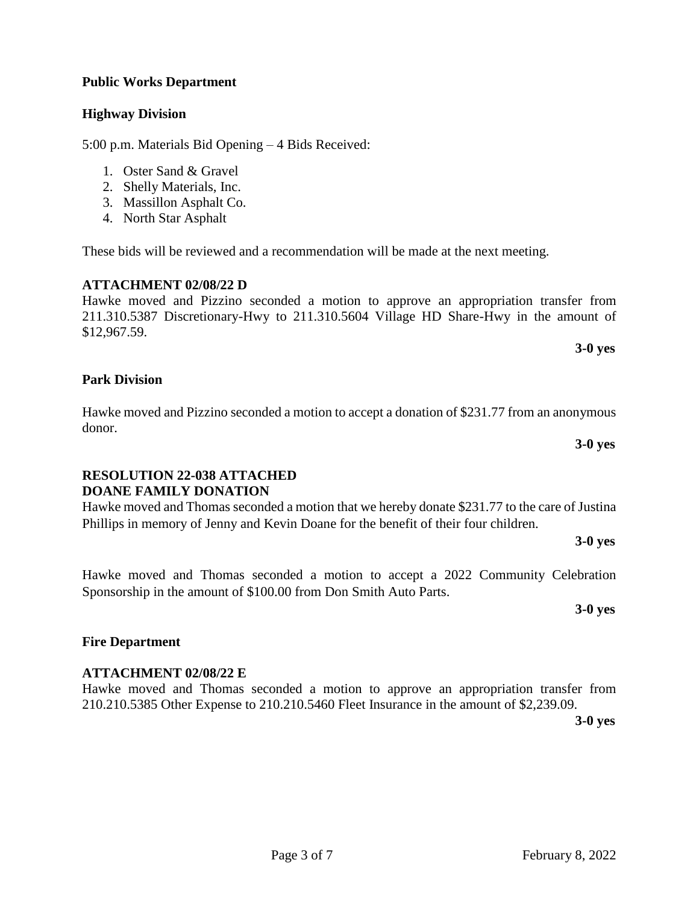**Public Works Department**

**Highway Division**

5:00 p.m. Materials Bid Opening – 4 Bids Received:

1. Oster Sand & Gravel
2. Shelly Materials, Inc.
3. Massillon Asphalt Co.
4. North Star Asphalt

These bids will be reviewed and a recommendation will be made at the next meeting.

**ATTACHMENT 02/08/22 D**
Hawke moved and Pizzino seconded a motion to approve an appropriation transfer from 211.310.5387 Discretionary-Hwy to 211.310.5604 Village HD Share-Hwy in the amount of $12,967.59.

**3-0 yes**

**Park Division**

Hawke moved and Pizzino seconded a motion to accept a donation of $231.77 from an anonymous donor.

**3-0 yes**

**RESOLUTION 22-038 ATTACHED**
**DOANE FAMILY DONATION**
Hawke moved and Thomas seconded a motion that we hereby donate $231.77 to the care of Justina Phillips in memory of Jenny and Kevin Doane for the benefit of their four children.

**3-0 yes**

Hawke moved and Thomas seconded a motion to accept a 2022 Community Celebration Sponsorship in the amount of $100.00 from Don Smith Auto Parts.

**3-0 yes**

**Fire Department**

**ATTACHMENT 02/08/22 E**
Hawke moved and Thomas seconded a motion to approve an appropriation transfer from 210.210.5385 Other Expense to 210.210.5460 Fleet Insurance in the amount of $2,239.09.

**3-0 yes**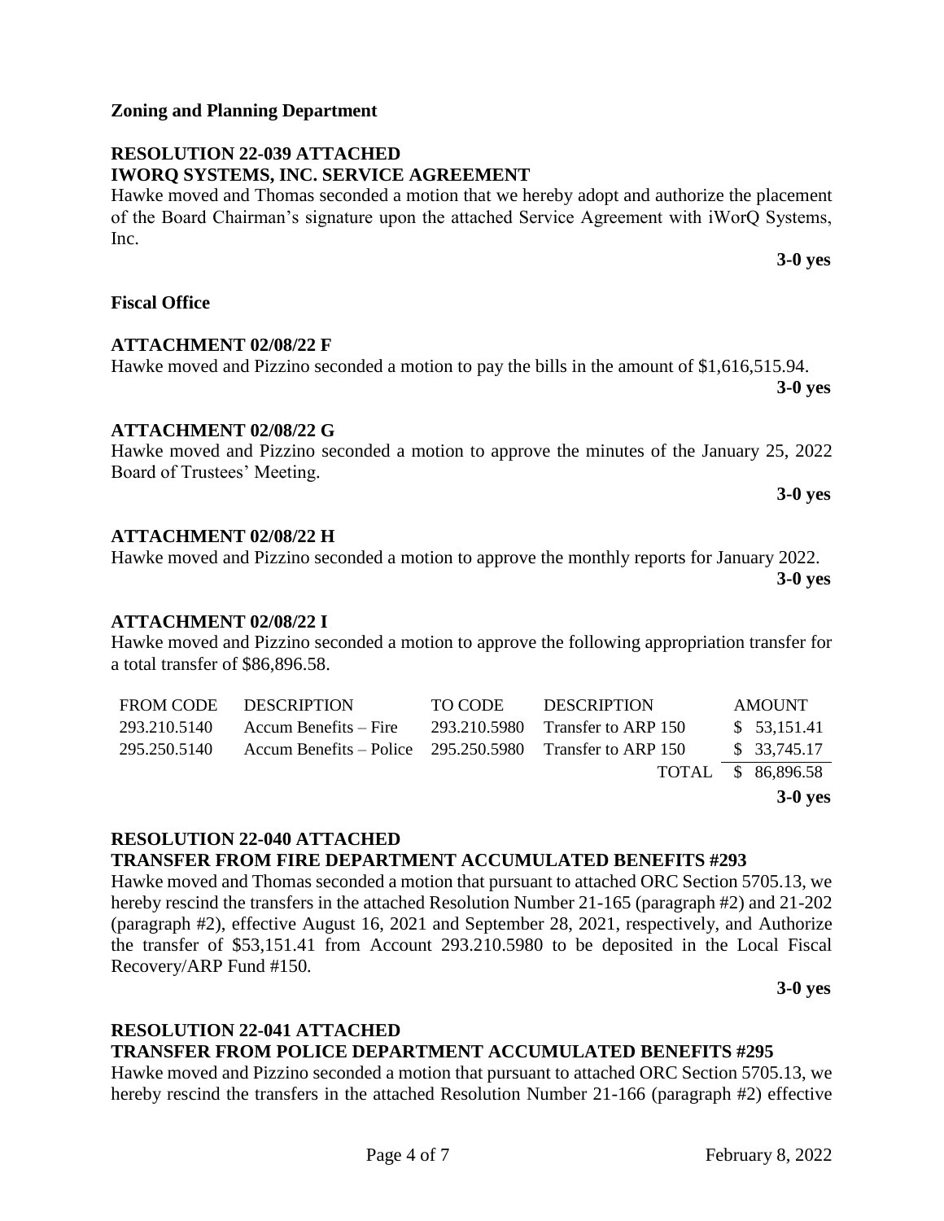**Zoning and Planning Department**

**RESOLUTION 22-039 ATTACHED**
**IWORQ SYSTEMS, INC. SERVICE AGREEMENT**

Hawke moved and Thomas seconded a motion that we hereby adopt and authorize the placement of the Board Chairman's signature upon the attached Service Agreement with iWorQ Systems, Inc.

**3-0 yes**

**Fiscal Office**

**ATTACHMENT 02/08/22 F**

Hawke moved and Pizzino seconded a motion to pay the bills in the amount of $1,616,515.94.

**3-0 yes**

**ATTACHMENT 02/08/22 G**

Hawke moved and Pizzino seconded a motion to approve the minutes of the January 25, 2022 Board of Trustees' Meeting.

**3-0 yes**

**ATTACHMENT 02/08/22 H**

Hawke moved and Pizzino seconded a motion to approve the monthly reports for January 2022.

**3-0 yes**

**ATTACHMENT 02/08/22 I**

Hawke moved and Pizzino seconded a motion to approve the following appropriation transfer for a total transfer of $86,896.58.

| FROM CODE | DESCRIPTION | TO CODE | DESCRIPTION | AMOUNT |
|---|---|---|---|---|
| 293.210.5140 | Accum Benefits – Fire | 293.210.5980 | Transfer to ARP 150 | $ 53,151.41 |
| 295.250.5140 | Accum Benefits – Police | 295.250.5980 | Transfer to ARP 150 | $ 33,745.17 |
| | | | TOTAL | $ 86,896.58 |

**3-0 yes**

**RESOLUTION 22-040 ATTACHED**
**TRANSFER FROM FIRE DEPARTMENT ACCUMULATED BENEFITS #293**

Hawke moved and Thomas seconded a motion that pursuant to attached ORC Section 5705.13, we hereby rescind the transfers in the attached Resolution Number 21-165 (paragraph #2) and 21-202 (paragraph #2), effective August 16, 2021 and September 28, 2021, respectively, and Authorize the transfer of $53,151.41 from Account 293.210.5980 to be deposited in the Local Fiscal Recovery/ARP Fund #150.

**3-0 yes**

**RESOLUTION 22-041 ATTACHED**
**TRANSFER FROM POLICE DEPARTMENT ACCUMULATED BENEFITS #295**

Hawke moved and Pizzino seconded a motion that pursuant to attached ORC Section 5705.13, we hereby rescind the transfers in the attached Resolution Number 21-166 (paragraph #2) effective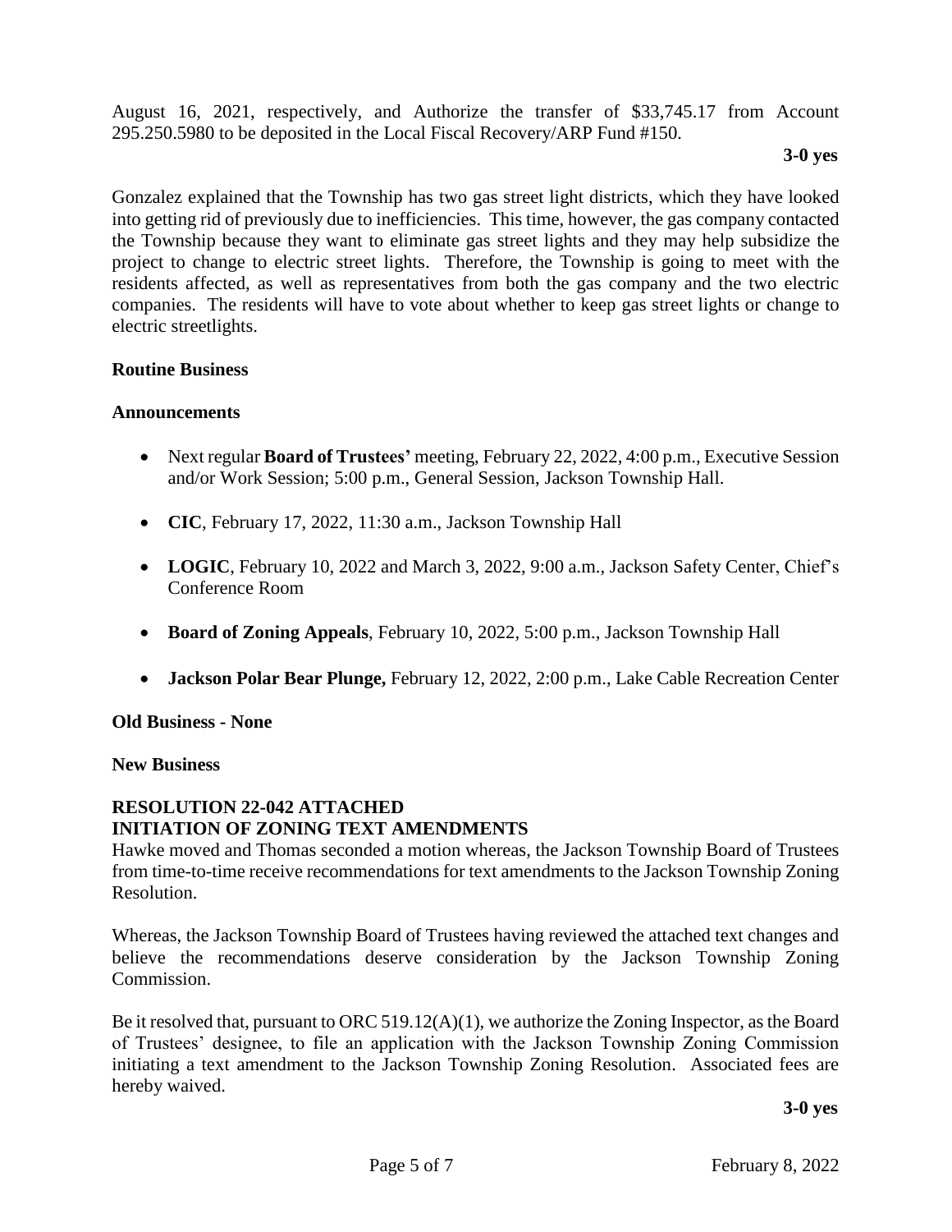August 16, 2021, respectively, and Authorize the transfer of $33,745.17 from Account 295.250.5980 to be deposited in the Local Fiscal Recovery/ARP Fund #150.

**3-0 yes**

Gonzalez explained that the Township has two gas street light districts, which they have looked into getting rid of previously due to inefficiencies. This time, however, the gas company contacted the Township because they want to eliminate gas street lights and they may help subsidize the project to change to electric street lights. Therefore, the Township is going to meet with the residents affected, as well as representatives from both the gas company and the two electric companies. The residents will have to vote about whether to keep gas street lights or change to electric streetlights.

**Routine Business**

**Announcements**

- Next regular **Board of Trustees'** meeting, February 22, 2022, 4:00 p.m., Executive Session and/or Work Session; 5:00 p.m., General Session, Jackson Township Hall.
- **CIC**, February 17, 2022, 11:30 a.m., Jackson Township Hall
- **LOGIC**, February 10, 2022 and March 3, 2022, 9:00 a.m., Jackson Safety Center, Chief's Conference Room
- **Board of Zoning Appeals**, February 10, 2022, 5:00 p.m., Jackson Township Hall
- **Jackson Polar Bear Plunge,** February 12, 2022, 2:00 p.m., Lake Cable Recreation Center

**Old Business - None**

**New Business**

**RESOLUTION 22-042 ATTACHED**
**INITIATION OF ZONING TEXT AMENDMENTS**

Hawke moved and Thomas seconded a motion whereas, the Jackson Township Board of Trustees from time-to-time receive recommendations for text amendments to the Jackson Township Zoning Resolution.

Whereas, the Jackson Township Board of Trustees having reviewed the attached text changes and believe the recommendations deserve consideration by the Jackson Township Zoning Commission.

Be it resolved that, pursuant to ORC 519.12(A)(1), we authorize the Zoning Inspector, as the Board of Trustees' designee, to file an application with the Jackson Township Zoning Commission initiating a text amendment to the Jackson Township Zoning Resolution. Associated fees are hereby waived.

**3-0 yes**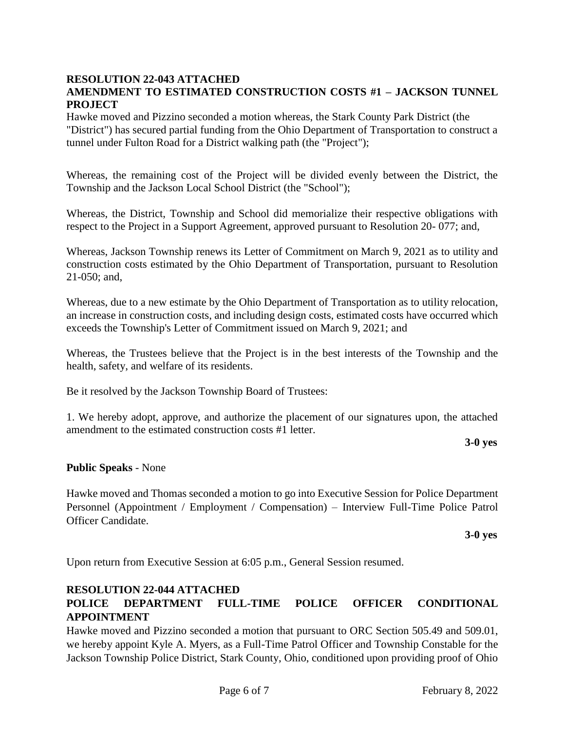**RESOLUTION 22-043 ATTACHED**
**AMENDMENT TO ESTIMATED CONSTRUCTION COSTS #1 – JACKSON TUNNEL PROJECT**

Hawke moved and Pizzino seconded a motion whereas, the Stark County Park District (the "District") has secured partial funding from the Ohio Department of Transportation to construct a tunnel under Fulton Road for a District walking path (the "Project");

Whereas, the remaining cost of the Project will be divided evenly between the District, the Township and the Jackson Local School District (the "School");

Whereas, the District, Township and School did memorialize their respective obligations with respect to the Project in a Support Agreement, approved pursuant to Resolution 20- 077; and,

Whereas, Jackson Township renews its Letter of Commitment on March 9, 2021 as to utility and construction costs estimated by the Ohio Department of Transportation, pursuant to Resolution 21-050; and,

Whereas, due to a new estimate by the Ohio Department of Transportation as to utility relocation, an increase in construction costs, and including design costs, estimated costs have occurred which exceeds the Township's Letter of Commitment issued on March 9, 2021; and

Whereas, the Trustees believe that the Project is in the best interests of the Township and the health, safety, and welfare of its residents.

Be it resolved by the Jackson Township Board of Trustees:

1. We hereby adopt, approve, and authorize the placement of our signatures upon, the attached amendment to the estimated construction costs #1 letter.

**3-0 yes**

**Public Speaks** - None

Hawke moved and Thomas seconded a motion to go into Executive Session for Police Department Personnel (Appointment / Employment / Compensation) – Interview Full-Time Police Patrol Officer Candidate.

**3-0 yes**

Upon return from Executive Session at 6:05 p.m., General Session resumed.

**RESOLUTION 22-044 ATTACHED**
**POLICE DEPARTMENT FULL-TIME POLICE OFFICER CONDITIONAL APPOINTMENT**

Hawke moved and Pizzino seconded a motion that pursuant to ORC Section 505.49 and 509.01, we hereby appoint Kyle A. Myers, as a Full-Time Patrol Officer and Township Constable for the Jackson Township Police District, Stark County, Ohio, conditioned upon providing proof of Ohio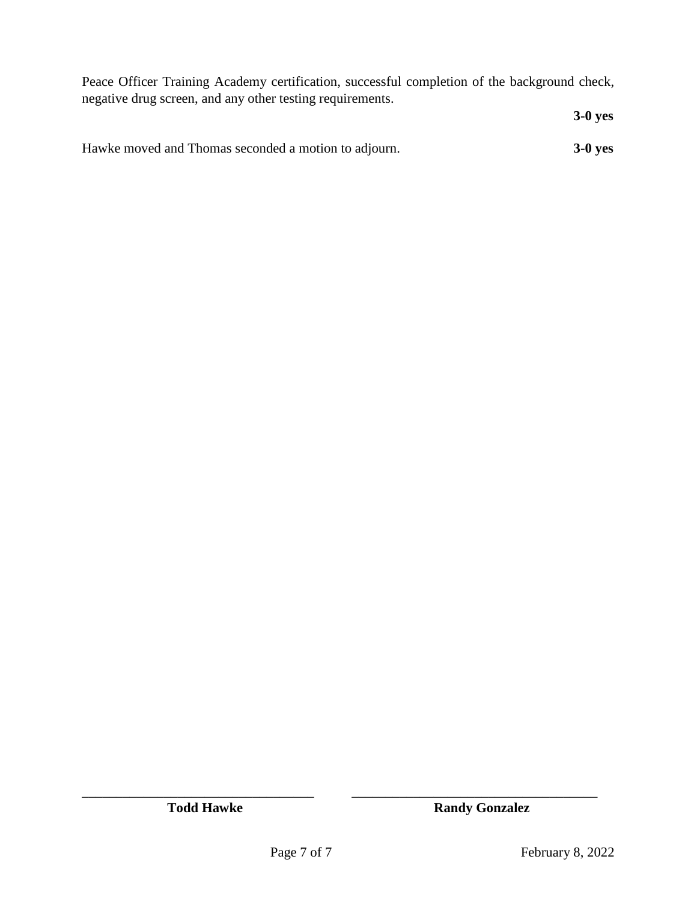Peace Officer Training Academy certification, successful completion of the background check, negative drug screen, and any other testing requirements.

**3-0 yes**

Hawke moved and Thomas seconded a motion to adjourn. **3-0 yes**

\_\_\_\_\_\_\_\_\_\_\_\_\_\_\_\_\_\_\_\_\_\_\_\_\_\_\_\_\_\_\_\_\_\_\_\_

**Todd Hawke**

\_\_\_\_\_\_\_\_\_\_\_\_\_\_\_\_\_\_\_\_\_\_\_\_\_\_\_\_\_\_\_\_\_\_\_\_

**Randy Gonzalez**